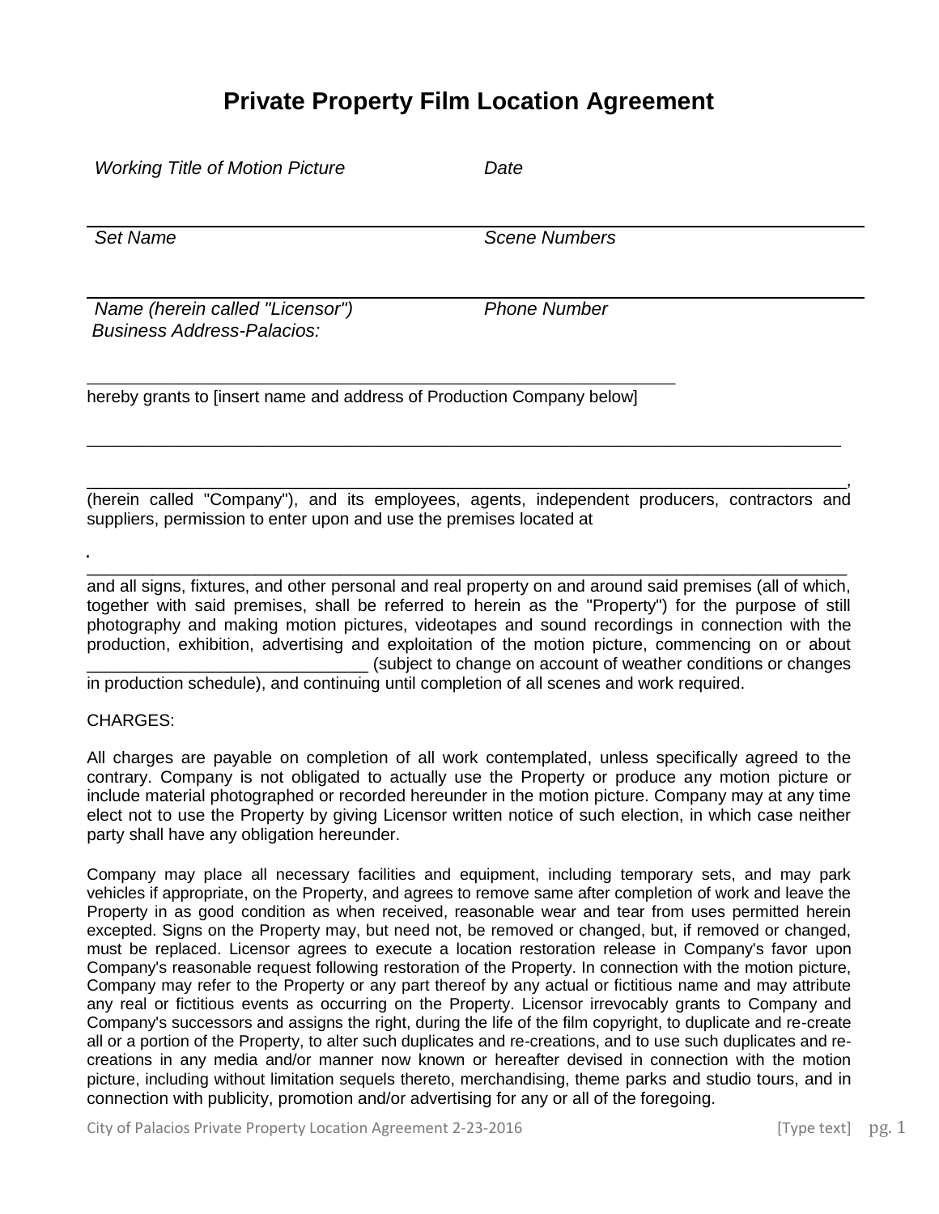# Private Property Film Location Agreement

*Working Title of Motion Picture* *Date*

_______________________________________________________________________________

*Set Name* *Scene Numbers*

_______________________________________________________________________________

*Name (herein called "Licensor")* *Phone Number*
*Business Address-Palacios:*

_____________________________________________________________

hereby grants to [insert name and address of Production Company below]

_______________________________________________________________________________

_______________________________________________________________________________,
(herein called "Company"), and its employees, agents, independent producers, contractors and suppliers, permission to enter upon and use the premises located at

_______________________________________________________________________________
and all signs, fixtures, and other personal and real property on and around said premises (all of which, together with said premises, shall be referred to herein as the "Property") for the purpose of still photography and making motion pictures, videotapes and sound recordings in connection with the production, exhibition, advertising and exploitation of the motion picture, commencing on or about ______________________________ (subject to change on account of weather conditions or changes in production schedule), and continuing until completion of all scenes and work required.

CHARGES:

All charges are payable on completion of all work contemplated, unless specifically agreed to the contrary. Company is not obligated to actually use the Property or produce any motion picture or include material photographed or recorded hereunder in the motion picture. Company may at any time elect not to use the Property by giving Licensor written notice of such election, in which case neither party shall have any obligation hereunder.

Company may place all necessary facilities and equipment, including temporary sets, and may park vehicles if appropriate, on the Property, and agrees to remove same after completion of work and leave the Property in as good condition as when received, reasonable wear and tear from uses permitted herein excepted. Signs on the Property may, but need not, be removed or changed, but, if removed or changed, must be replaced. Licensor agrees to execute a location restoration release in Company's favor upon Company's reasonable request following restoration of the Property. In connection with the motion picture, Company may refer to the Property or any part thereof by any actual or fictitious name and may attribute any real or fictitious events as occurring on the Property. Licensor irrevocably grants to Company and Company's successors and assigns the right, during the life of the film copyright, to duplicate and re-create all or a portion of the Property, to alter such duplicates and re-creations, and to use such duplicates and re-creations in any media and/or manner now known or hereafter devised in connection with the motion picture, including without limitation sequels thereto, merchandising, theme parks and studio tours, and in connection with publicity, promotion and/or advertising for any or all of the foregoing.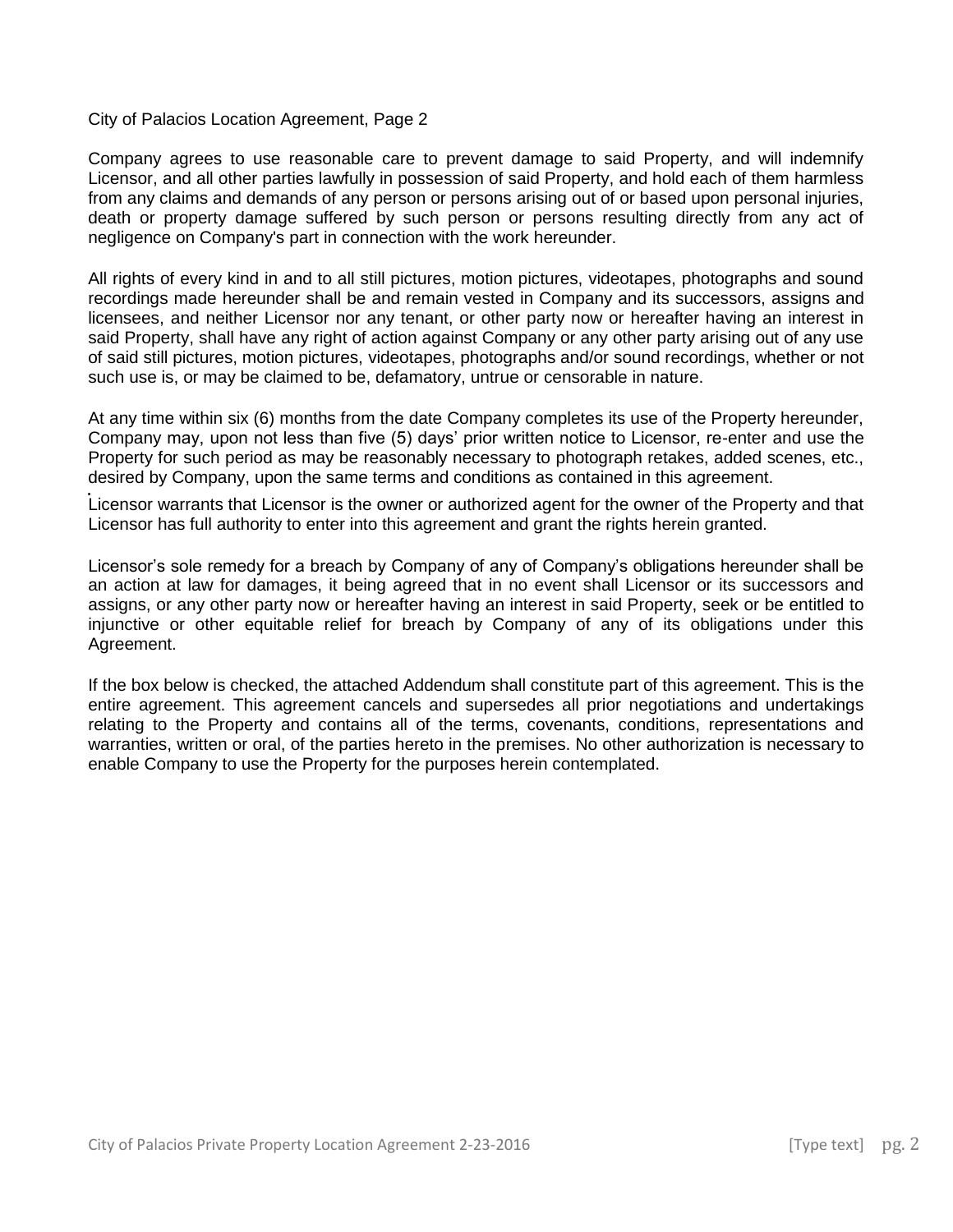City of Palacios Location Agreement, Page 2

Company agrees to use reasonable care to prevent damage to said Property, and will indemnify Licensor, and all other parties lawfully in possession of said Property, and hold each of them harmless from any claims and demands of any person or persons arising out of or based upon personal injuries, death or property damage suffered by such person or persons resulting directly from any act of negligence on Company's part in connection with the work hereunder.

All rights of every kind in and to all still pictures, motion pictures, videotapes, photographs and sound recordings made hereunder shall be and remain vested in Company and its successors, assigns and licensees, and neither Licensor nor any tenant, or other party now or hereafter having an interest in said Property, shall have any right of action against Company or any other party arising out of any use of said still pictures, motion pictures, videotapes, photographs and/or sound recordings, whether or not such use is, or may be claimed to be, defamatory, untrue or censorable in nature.

At any time within six (6) months from the date Company completes its use of the Property hereunder, Company may, upon not less than five (5) days' prior written notice to Licensor, re-enter and use the Property for such period as may be reasonably necessary to photograph retakes, added scenes, etc., desired by Company, upon the same terms and conditions as contained in this agreement.

Licensor warrants that Licensor is the owner or authorized agent for the owner of the Property and that Licensor has full authority to enter into this agreement and grant the rights herein granted.

Licensor's sole remedy for a breach by Company of any of Company's obligations hereunder shall be an action at law for damages, it being agreed that in no event shall Licensor or its successors and assigns, or any other party now or hereafter having an interest in said Property, seek or be entitled to injunctive or other equitable relief for breach by Company of any of its obligations under this Agreement.

If the box below is checked, the attached Addendum shall constitute part of this agreement. This is the entire agreement. This agreement cancels and supersedes all prior negotiations and undertakings relating to the Property and contains all of the terms, covenants, conditions, representations and warranties, written or oral, of the parties hereto in the premises. No other authorization is necessary to enable Company to use the Property for the purposes herein contemplated.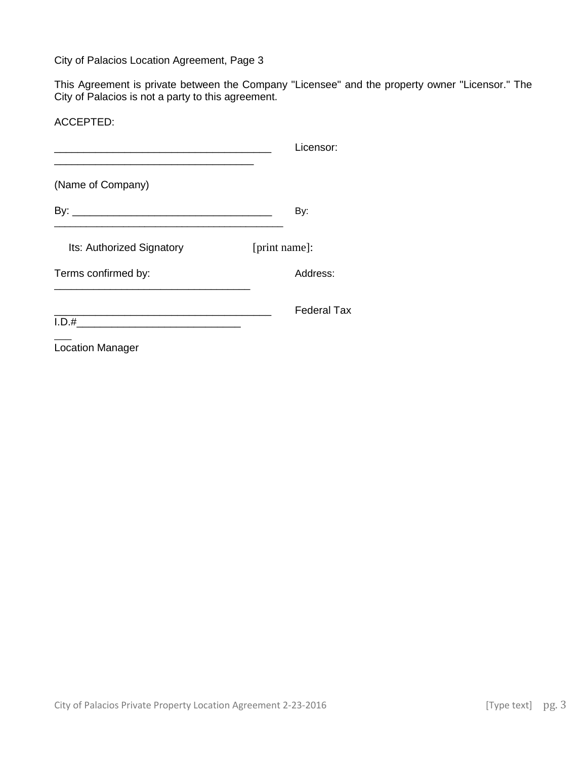City of Palacios Location Agreement, Page 3

This Agreement is private between the Company "Licensee" and the property owner "Licensor." The City of Palacios is not a party to this agreement.

ACCEPTED:

_____________________________________ Licensor: __________________________________

(Name of Company)

By: __________________________________ By: _______________________________________

Its: Authorized Signatory [print name]:

Terms confirmed by: Address: _________________________________

_____________________________________ Federal Tax I.D.#___________________________ ___

Location Manager